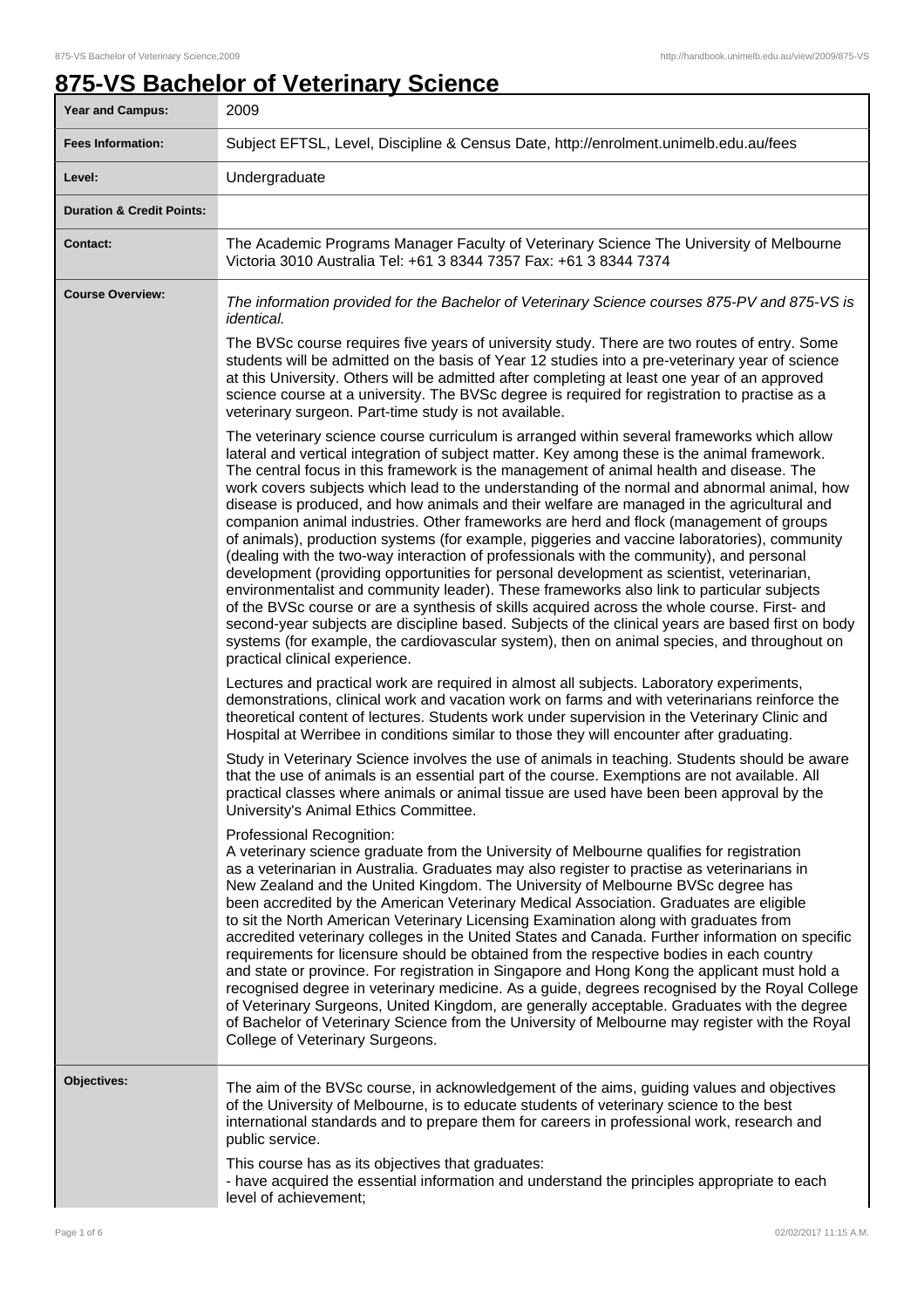# 875-VS Bachelor of Veterinary Science

| Year and Campus: | 2009 |
|---|---|
| Fees Information: | Subject EFTSL, Level, Discipline & Census Date, http://enrolment.unimelb.edu.au/fees |
| Level: | Undergraduate |
| Duration & Credit Points: | |
| Contact: | The Academic Programs Manager Faculty of Veterinary Science The University of Melbourne Victoria 3010 Australia Tel: +61 3 8344 7357 Fax: +61 3 8344 7374 |

**Course Overview:**

*The information provided for the Bachelor of Veterinary Science courses 875-PV and 875-VS is identical.*

The BVSc course requires five years of university study. There are two routes of entry. Some students will be admitted on the basis of Year 12 studies into a pre-veterinary year of science at this University. Others will be admitted after completing at least one year of an approved science course at a university. The BVSc degree is required for registration to practise as a veterinary surgeon. Part-time study is not available.

The veterinary science course curriculum is arranged within several frameworks which allow lateral and vertical integration of subject matter. Key among these is the animal framework. The central focus in this framework is the management of animal health and disease. The work covers subjects which lead to the understanding of the normal and abnormal animal, how disease is produced, and how animals and their welfare are managed in the agricultural and companion animal industries. Other frameworks are herd and flock (management of groups of animals), production systems (for example, piggeries and vaccine laboratories), community (dealing with the two-way interaction of professionals with the community), and personal development (providing opportunities for personal development as scientist, veterinarian, environmentalist and community leader). These frameworks also link to particular subjects of the BVSc course or are a synthesis of skills acquired across the whole course. First- and second-year subjects are discipline based. Subjects of the clinical years are based first on body systems (for example, the cardiovascular system), then on animal species, and throughout on practical clinical experience.

Lectures and practical work are required in almost all subjects. Laboratory experiments, demonstrations, clinical work and vacation work on farms and with veterinarians reinforce the theoretical content of lectures. Students work under supervision in the Veterinary Clinic and Hospital at Werribee in conditions similar to those they will encounter after graduating.

Study in Veterinary Science involves the use of animals in teaching. Students should be aware that the use of animals is an essential part of the course. Exemptions are not available. All practical classes where animals or animal tissue are used have been been approval by the University's Animal Ethics Committee.

Professional Recognition:
A veterinary science graduate from the University of Melbourne qualifies for registration as a veterinarian in Australia. Graduates may also register to practise as veterinarians in New Zealand and the United Kingdom. The University of Melbourne BVSc degree has been accredited by the American Veterinary Medical Association. Graduates are eligible to sit the North American Veterinary Licensing Examination along with graduates from accredited veterinary colleges in the United States and Canada. Further information on specific requirements for licensure should be obtained from the respective bodies in each country and state or province. For registration in Singapore and Hong Kong the applicant must hold a recognised degree in veterinary medicine. As a guide, degrees recognised by the Royal College of Veterinary Surgeons, United Kingdom, are generally acceptable. Graduates with the degree of Bachelor of Veterinary Science from the University of Melbourne may register with the Royal College of Veterinary Surgeons.

**Objectives:**

The aim of the BVSc course, in acknowledgement of the aims, guiding values and objectives of the University of Melbourne, is to educate students of veterinary science to the best international standards and to prepare them for careers in professional work, research and public service.

This course has as its objectives that graduates:
- have acquired the essential information and understand the principles appropriate to each level of achievement;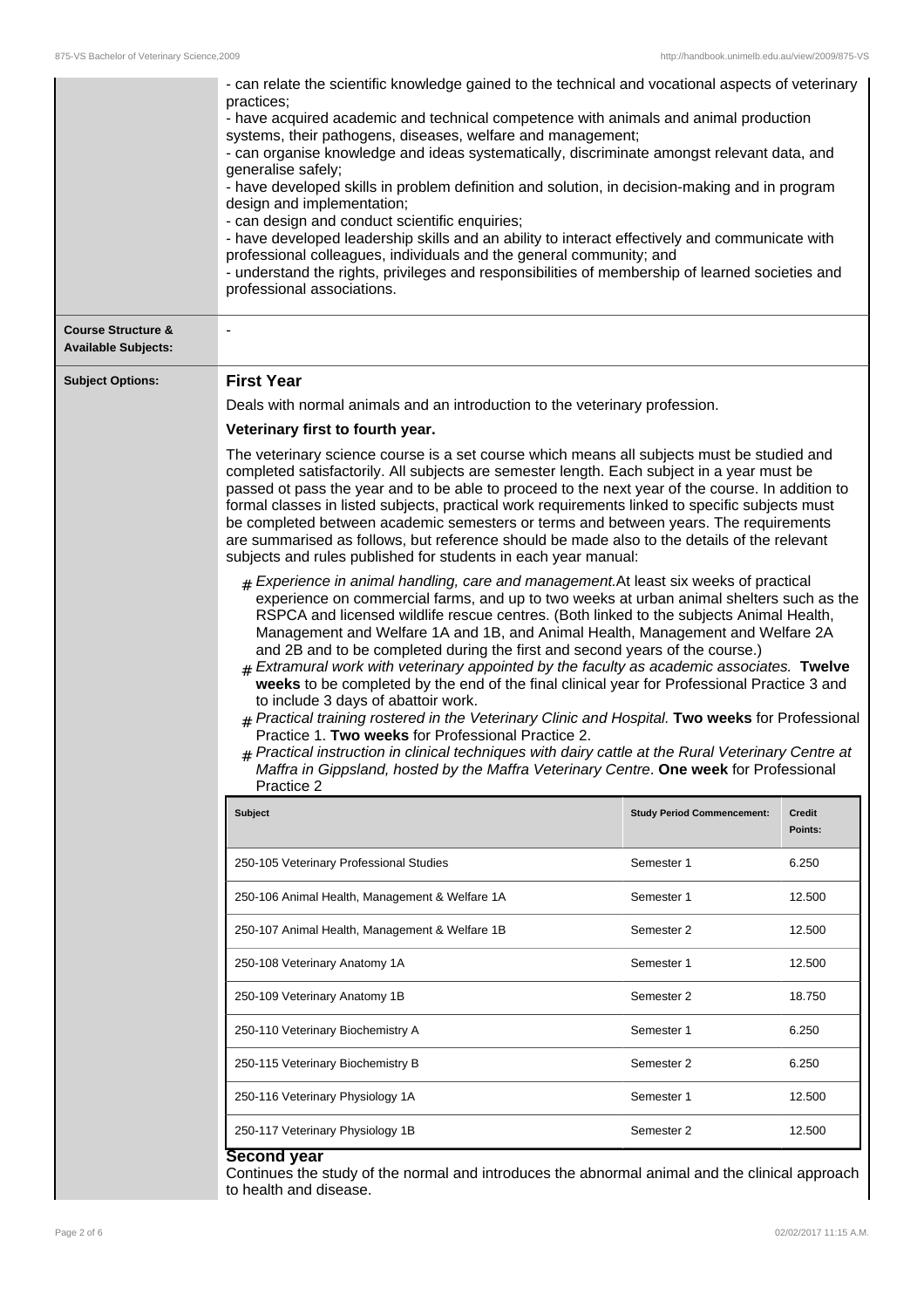- can relate the scientific knowledge gained to the technical and vocational aspects of veterinary practices;
- have acquired academic and technical competence with animals and animal production systems, their pathogens, diseases, welfare and management;
- can organise knowledge and ideas systematically, discriminate amongst relevant data, and generalise safely;
- have developed skills in problem definition and solution, in decision-making and in program design and implementation;
- can design and conduct scientific enquiries;
- have developed leadership skills and an ability to interact effectively and communicate with professional colleagues, individuals and the general community; and
- understand the rights, privileges and responsibilities of membership of learned societies and professional associations.

**Course Structure & Available Subjects:**

-

**Subject Options:**

## First Year

Deals with normal animals and an introduction to the veterinary profession.

**Veterinary first to fourth year.**

The veterinary science course is a set course which means all subjects must be studied and completed satisfactorily. All subjects are semester length. Each subject in a year must be passed ot pass the year and to be able to proceed to the next year of the course. In addition to formal classes in listed subjects, practical work requirements linked to specific subjects must be completed between academic semesters or terms and between years. The requirements are summarised as follows, but reference should be made also to the details of the relevant subjects and rules published for students in each year manual:

# *Experience in animal handling, care and management.* At least six weeks of practical experience on commercial farms, and up to two weeks at urban animal shelters such as the RSPCA and licensed wildlife rescue centres. (Both linked to the subjects Animal Health, Management and Welfare 1A and 1B, and Animal Health, Management and Welfare 2A and 2B and to be completed during the first and second years of the course.)
# *Extramural work with veterinary appointed by the faculty as academic associates.* **Twelve weeks** to be completed by the end of the final clinical year for Professional Practice 3 and to include 3 days of abattoir work.
# *Practical training rostered in the Veterinary Clinic and Hospital.* **Two weeks** for Professional Practice 1. **Two weeks** for Professional Practice 2.
# *Practical instruction in clinical techniques with dairy cattle at the Rural Veterinary Centre at Maffra in Gippsland, hosted by the Maffra Veterinary Centre*. **One week** for Professional Practice 2

| Subject | Study Period Commencement: | Credit Points: |
| --- | --- | --- |
| 250-105 Veterinary Professional Studies | Semester 1 | 6.250 |
| 250-106 Animal Health, Management & Welfare 1A | Semester 1 | 12.500 |
| 250-107 Animal Health, Management & Welfare 1B | Semester 2 | 12.500 |
| 250-108 Veterinary Anatomy 1A | Semester 1 | 12.500 |
| 250-109 Veterinary Anatomy 1B | Semester 2 | 18.750 |
| 250-110 Veterinary Biochemistry A | Semester 1 | 6.250 |
| 250-115 Veterinary Biochemistry B | Semester 2 | 6.250 |
| 250-116 Veterinary Physiology 1A | Semester 1 | 12.500 |
| 250-117 Veterinary Physiology 1B | Semester 2 | 12.500 |

## Second year

Continues the study of the normal and introduces the abnormal animal and the clinical approach to health and disease.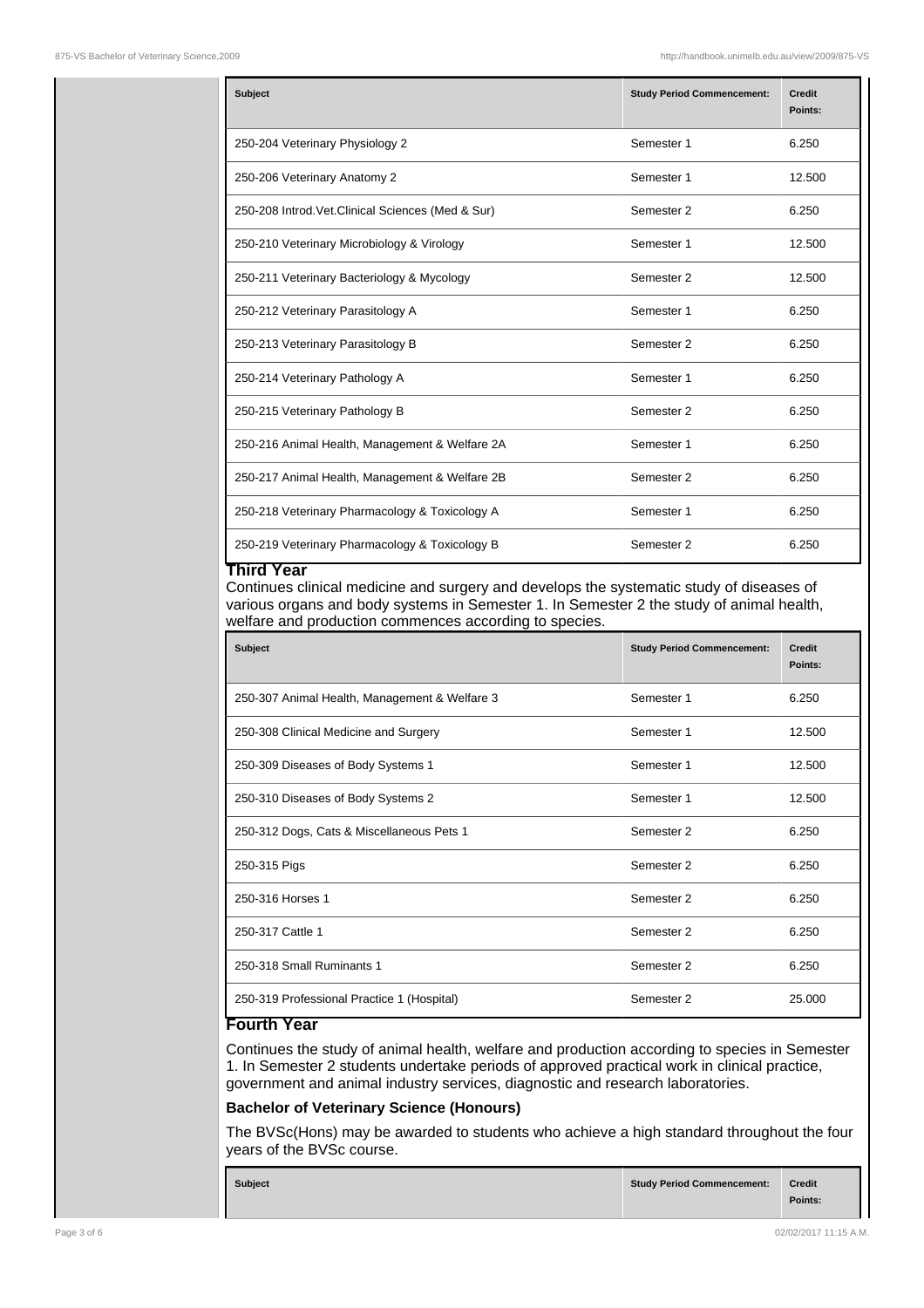| Subject | Study Period Commencement: | Credit Points: |
|---|---|---|
| 250-204 Veterinary Physiology 2 | Semester 1 | 6.250 |
| 250-206 Veterinary Anatomy 2 | Semester 1 | 12.500 |
| 250-208 Introd.Vet.Clinical Sciences (Med & Sur) | Semester 2 | 6.250 |
| 250-210 Veterinary Microbiology & Virology | Semester 1 | 12.500 |
| 250-211 Veterinary Bacteriology & Mycology | Semester 2 | 12.500 |
| 250-212 Veterinary Parasitology A | Semester 1 | 6.250 |
| 250-213 Veterinary Parasitology B | Semester 2 | 6.250 |
| 250-214 Veterinary Pathology A | Semester 1 | 6.250 |
| 250-215 Veterinary Pathology B | Semester 2 | 6.250 |
| 250-216 Animal Health, Management & Welfare 2A | Semester 1 | 6.250 |
| 250-217 Animal Health, Management & Welfare 2B | Semester 2 | 6.250 |
| 250-218 Veterinary Pharmacology & Toxicology A | Semester 1 | 6.250 |
| 250-219 Veterinary Pharmacology & Toxicology B | Semester 2 | 6.250 |

## Third Year

Continues clinical medicine and surgery and develops the systematic study of diseases of various organs and body systems in Semester 1. In Semester 2 the study of animal health, welfare and production commences according to species.

| Subject | Study Period Commencement: | Credit Points: |
|---|---|---|
| 250-307 Animal Health, Management & Welfare 3 | Semester 1 | 6.250 |
| 250-308 Clinical Medicine and Surgery | Semester 1 | 12.500 |
| 250-309 Diseases of Body Systems 1 | Semester 1 | 12.500 |
| 250-310 Diseases of Body Systems 2 | Semester 1 | 12.500 |
| 250-312 Dogs, Cats & Miscellaneous Pets 1 | Semester 2 | 6.250 |
| 250-315 Pigs | Semester 2 | 6.250 |
| 250-316 Horses 1 | Semester 2 | 6.250 |
| 250-317 Cattle 1 | Semester 2 | 6.250 |
| 250-318 Small Ruminants 1 | Semester 2 | 6.250 |
| 250-319 Professional Practice 1 (Hospital) | Semester 2 | 25.000 |

## Fourth Year

Continues the study of animal health, welfare and production according to species in Semester 1. In Semester 2 students undertake periods of approved practical work in clinical practice, government and animal industry services, diagnostic and research laboratories.

**Bachelor of Veterinary Science (Honours)**

The BVSc(Hons) may be awarded to students who achieve a high standard throughout the four years of the BVSc course.

| Subject | Study Period Commencement: | Credit Points: |
|---|---|---|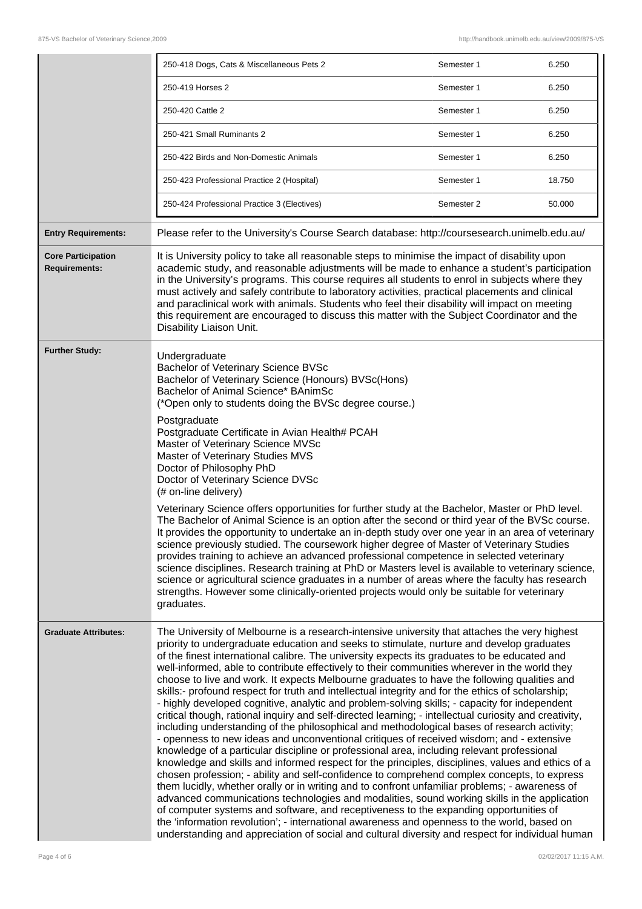| | | |
|---|---|---|
| 250-418 Dogs, Cats & Miscellaneous Pets 2 | Semester 1 | 6.250 |
| 250-419 Horses 2 | Semester 1 | 6.250 |
| 250-420 Cattle 2 | Semester 1 | 6.250 |
| 250-421 Small Ruminants 2 | Semester 1 | 6.250 |
| 250-422 Birds and Non-Domestic Animals | Semester 1 | 6.250 |
| 250-423 Professional Practice 2 (Hospital) | Semester 1 | 18.750 |
| 250-424 Professional Practice 3 (Electives) | Semester 2 | 50.000 |

**Entry Requirements:**

Please refer to the University's Course Search database: http://coursesearch.unimelb.edu.au/

**Core Participation Requirements:**

It is University policy to take all reasonable steps to minimise the impact of disability upon academic study, and reasonable adjustments will be made to enhance a student's participation in the University's programs. This course requires all students to enrol in subjects where they must actively and safely contribute to laboratory activities, practical placements and clinical and paraclinical work with animals. Students who feel their disability will impact on meeting this requirement are encouraged to discuss this matter with the Subject Coordinator and the Disability Liaison Unit.

**Further Study:**

Undergraduate
Bachelor of Veterinary Science BVSc
Bachelor of Veterinary Science (Honours) BVSc(Hons)
Bachelor of Animal Science* BAnimSc
(*Open only to students doing the BVSc degree course.)

Postgraduate
Postgraduate Certificate in Avian Health# PCAH
Master of Veterinary Science MVSc
Master of Veterinary Studies MVS
Doctor of Philosophy PhD
Doctor of Veterinary Science DVSc
(# on-line delivery)

Veterinary Science offers opportunities for further study at the Bachelor, Master or PhD level. The Bachelor of Animal Science is an option after the second or third year of the BVSc course. It provides the opportunity to undertake an in-depth study over one year in an area of veterinary science previously studied. The coursework higher degree of Master of Veterinary Studies provides training to achieve an advanced professional competence in selected veterinary science disciplines. Research training at PhD or Masters level is available to veterinary science, science or agricultural science graduates in a number of areas where the faculty has research strengths. However some clinically-oriented projects would only be suitable for veterinary graduates.

**Graduate Attributes:**

The University of Melbourne is a research-intensive university that attaches the very highest priority to undergraduate education and seeks to stimulate, nurture and develop graduates of the finest international calibre. The university expects its graduates to be educated and well-informed, able to contribute effectively to their communities wherever in the world they choose to live and work. It expects Melbourne graduates to have the following qualities and skills:- profound respect for truth and intellectual integrity and for the ethics of scholarship; - highly developed cognitive, analytic and problem-solving skills; - capacity for independent critical though, rational inquiry and self-directed learning; - intellectual curiosity and creativity, including understanding of the philosophical and methodological bases of research activity; - openness to new ideas and unconventional critiques of received wisdom; and - extensive knowledge of a particular discipline or professional area, including relevant professional knowledge and skills and informed respect for the principles, disciplines, values and ethics of a chosen profession; - ability and self-confidence to comprehend complex concepts, to express them lucidly, whether orally or in writing and to confront unfamiliar problems; - awareness of advanced communications technologies and modalities, sound working skills in the application of computer systems and software, and receptiveness to the expanding opportunities of the 'information revolution'; - international awareness and openness to the world, based on understanding and appreciation of social and cultural diversity and respect for individual human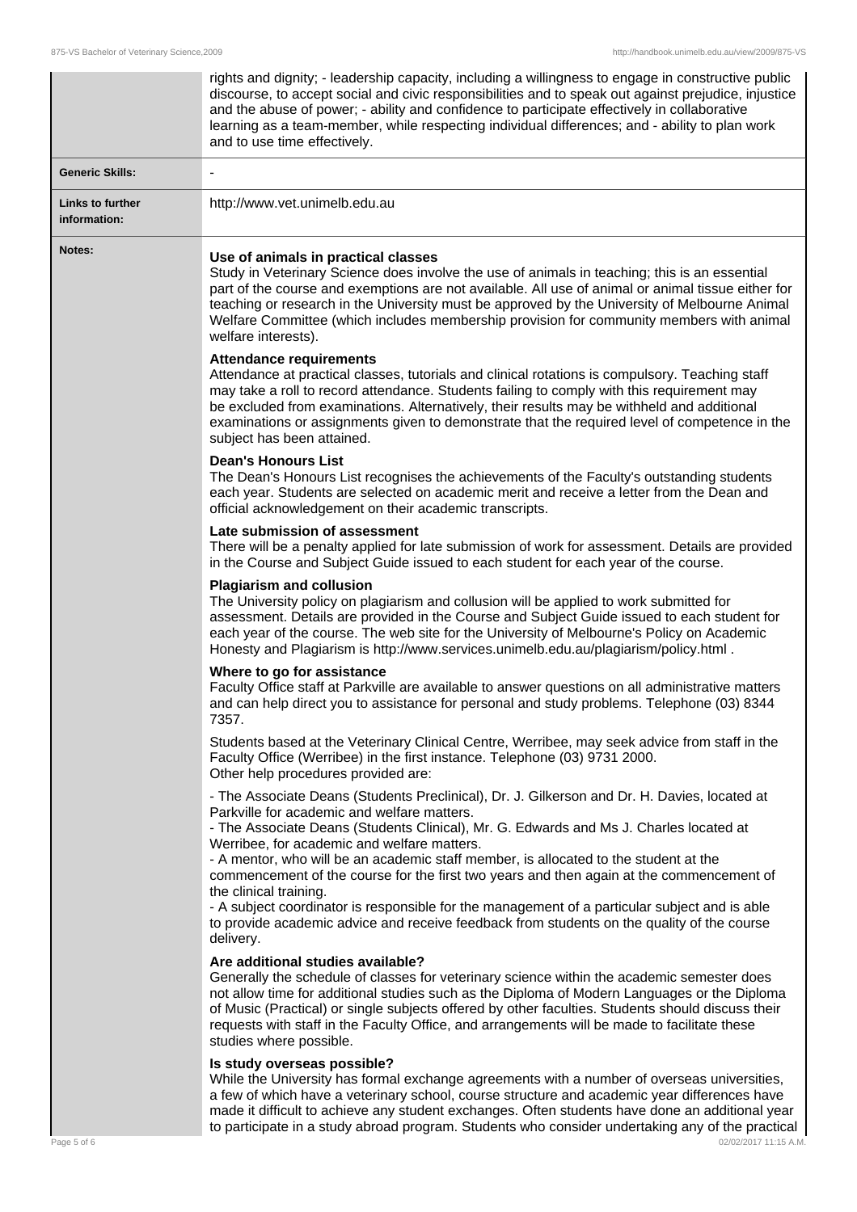| | |
|---|---|
| | rights and dignity; - leadership capacity, including a willingness to engage in constructive public discourse, to accept social and civic responsibilities and to speak out against prejudice, injustice and the abuse of power; - ability and confidence to participate effectively in collaborative learning as a team-member, while respecting individual differences; and - ability to plan work and to use time effectively. |
| **Generic Skills:** | - |
| **Links to further information:** | http://www.vet.unimelb.edu.au |

**Notes:**

**Use of animals in practical classes**
Study in Veterinary Science does involve the use of animals in teaching; this is an essential part of the course and exemptions are not available. All use of animal or animal tissue either for teaching or research in the University must be approved by the University of Melbourne Animal Welfare Committee (which includes membership provision for community members with animal welfare interests).

**Attendance requirements**
Attendance at practical classes, tutorials and clinical rotations is compulsory. Teaching staff may take a roll to record attendance. Students failing to comply with this requirement may be excluded from examinations. Alternatively, their results may be withheld and additional examinations or assignments given to demonstrate that the required level of competence in the subject has been attained.

**Dean's Honours List**
The Dean's Honours List recognises the achievements of the Faculty's outstanding students each year. Students are selected on academic merit and receive a letter from the Dean and official acknowledgement on their academic transcripts.

**Late submission of assessment**
There will be a penalty applied for late submission of work for assessment. Details are provided in the Course and Subject Guide issued to each student for each year of the course.

**Plagiarism and collusion**
The University policy on plagiarism and collusion will be applied to work submitted for assessment. Details are provided in the Course and Subject Guide issued to each student for each year of the course. The web site for the University of Melbourne's Policy on Academic Honesty and Plagiarism is http://www.services.unimelb.edu.au/plagiarism/policy.html .

**Where to go for assistance**
Faculty Office staff at Parkville are available to answer questions on all administrative matters and can help direct you to assistance for personal and study problems. Telephone (03) 8344 7357.

Students based at the Veterinary Clinical Centre, Werribee, may seek advice from staff in the Faculty Office (Werribee) in the first instance. Telephone (03) 9731 2000.
Other help procedures provided are:

- The Associate Deans (Students Preclinical), Dr. J. Gilkerson and Dr. H. Davies, located at Parkville for academic and welfare matters.
- The Associate Deans (Students Clinical), Mr. G. Edwards and Ms J. Charles located at Werribee, for academic and welfare matters.
- A mentor, who will be an academic staff member, is allocated to the student at the commencement of the course for the first two years and then again at the commencement of the clinical training.
- A subject coordinator is responsible for the management of a particular subject and is able to provide academic advice and receive feedback from students on the quality of the course delivery.

**Are additional studies available?**
Generally the schedule of classes for veterinary science within the academic semester does not allow time for additional studies such as the Diploma of Modern Languages or the Diploma of Music (Practical) or single subjects offered by other faculties. Students should discuss their requests with staff in the Faculty Office, and arrangements will be made to facilitate these studies where possible.

**Is study overseas possible?**
While the University has formal exchange agreements with a number of overseas universities, a few of which have a veterinary school, course structure and academic year differences have made it difficult to achieve any student exchanges. Often students have done an additional year to participate in a study abroad program. Students who consider undertaking any of the practical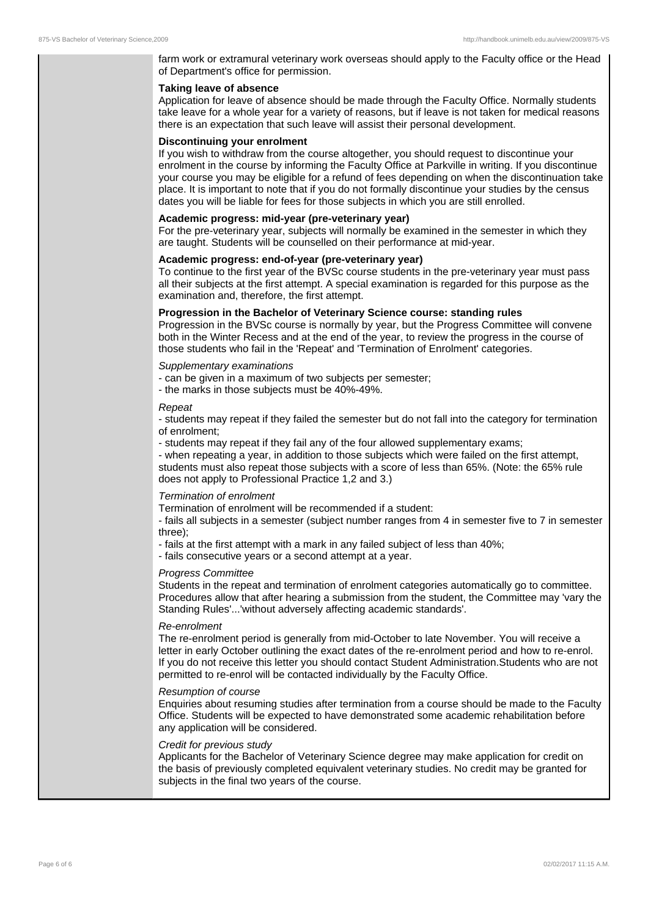farm work or extramural veterinary work overseas should apply to the Faculty office or the Head of Department's office for permission.

**Taking leave of absence**

Application for leave of absence should be made through the Faculty Office. Normally students take leave for a whole year for a variety of reasons, but if leave is not taken for medical reasons there is an expectation that such leave will assist their personal development.

**Discontinuing your enrolment**

If you wish to withdraw from the course altogether, you should request to discontinue your enrolment in the course by informing the Faculty Office at Parkville in writing. If you discontinue your course you may be eligible for a refund of fees depending on when the discontinuation take place. It is important to note that if you do not formally discontinue your studies by the census dates you will be liable for fees for those subjects in which you are still enrolled.

**Academic progress: mid-year (pre-veterinary year)**

For the pre-veterinary year, subjects will normally be examined in the semester in which they are taught. Students will be counselled on their performance at mid-year.

**Academic progress: end-of-year (pre-veterinary year)**

To continue to the first year of the BVSc course students in the pre-veterinary year must pass all their subjects at the first attempt. A special examination is regarded for this purpose as the examination and, therefore, the first attempt.

**Progression in the Bachelor of Veterinary Science course: standing rules**

Progression in the BVSc course is normally by year, but the Progress Committee will convene both in the Winter Recess and at the end of the year, to review the progress in the course of those students who fail in the 'Repeat' and 'Termination of Enrolment' categories.

*Supplementary examinations*

- can be given in a maximum of two subjects per semester;
- the marks in those subjects must be 40%-49%.

*Repeat*

- students may repeat if they failed the semester but do not fall into the category for termination of enrolment;
- students may repeat if they fail any of the four allowed supplementary exams;
- when repeating a year, in addition to those subjects which were failed on the first attempt, students must also repeat those subjects with a score of less than 65%. (Note: the 65% rule does not apply to Professional Practice 1,2 and 3.)

*Termination of enrolment*

Termination of enrolment will be recommended if a student:

- fails all subjects in a semester (subject number ranges from 4 in semester five to 7 in semester three);
- fails at the first attempt with a mark in any failed subject of less than 40%;
- fails consecutive years or a second attempt at a year.

*Progress Committee*

Students in the repeat and termination of enrolment categories automatically go to committee. Procedures allow that after hearing a submission from the student, the Committee may 'vary the Standing Rules'...'without adversely affecting academic standards'.

*Re-enrolment*

The re-enrolment period is generally from mid-October to late November. You will receive a letter in early October outlining the exact dates of the re-enrolment period and how to re-enrol. If you do not receive this letter you should contact Student Administration.Students who are not permitted to re-enrol will be contacted individually by the Faculty Office.

*Resumption of course*

Enquiries about resuming studies after termination from a course should be made to the Faculty Office. Students will be expected to have demonstrated some academic rehabilitation before any application will be considered.

*Credit for previous study*

Applicants for the Bachelor of Veterinary Science degree may make application for credit on the basis of previously completed equivalent veterinary studies. No credit may be granted for subjects in the final two years of the course.